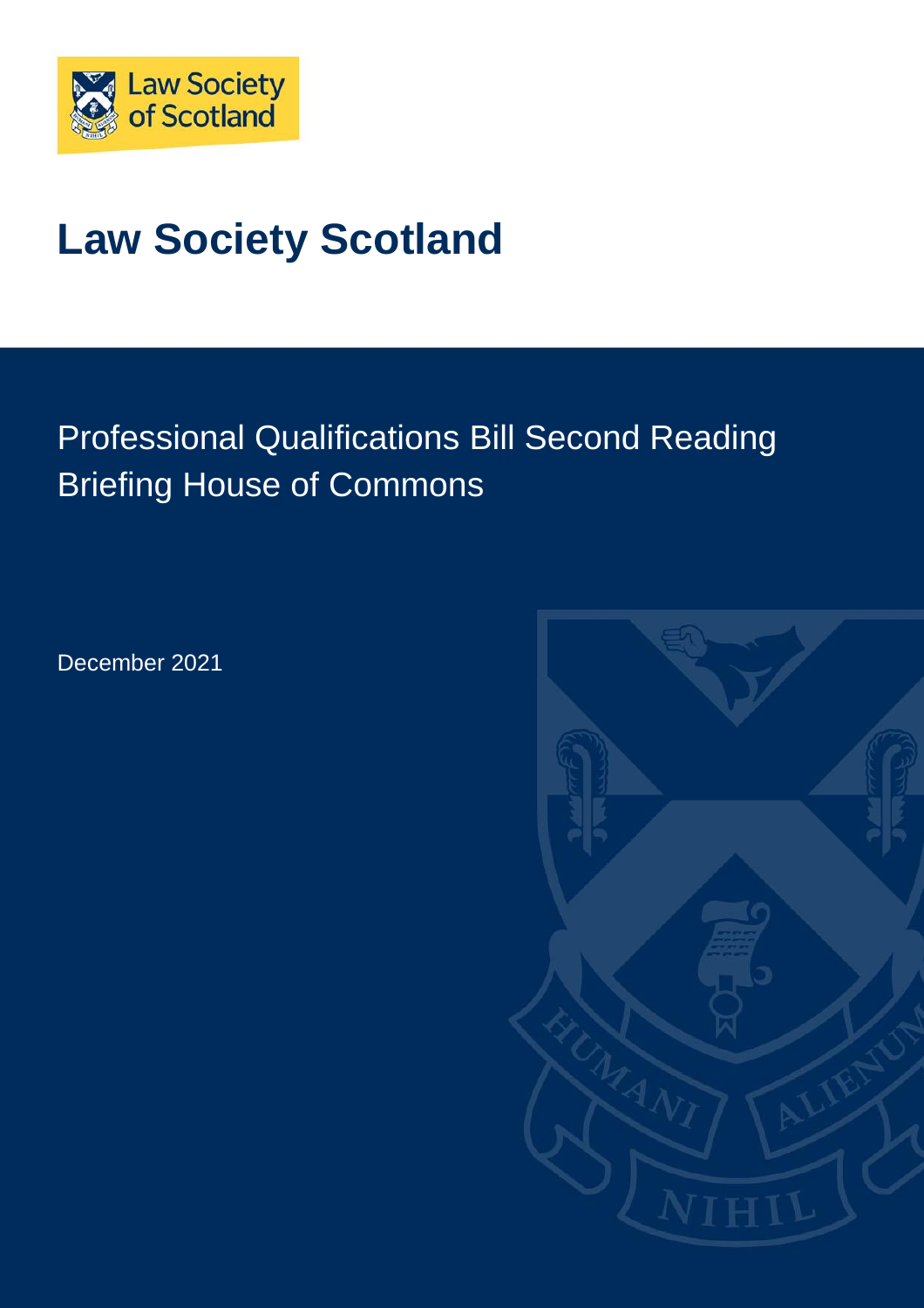# Law Society Scotland

## Professional Qualifications Bill Second Reading Briefing House of Commons

December 2021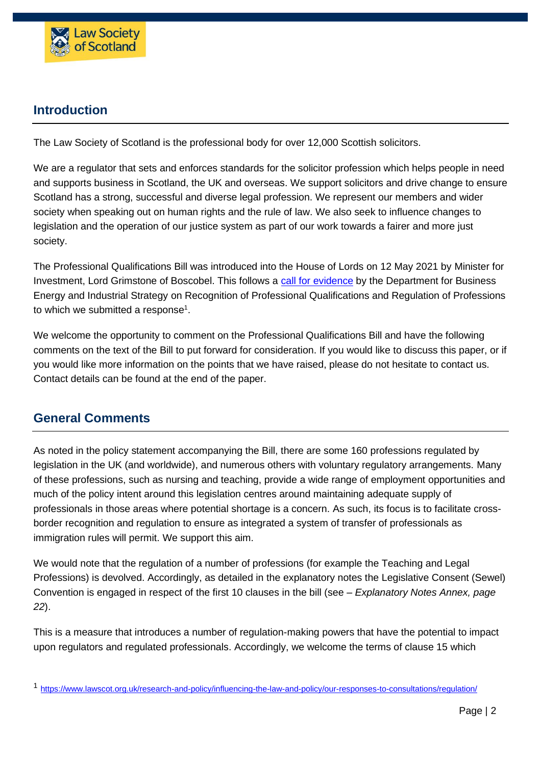## Introduction

The Law Society of Scotland is the professional body for over 12,000 Scottish solicitors.

We are a regulator that sets and enforces standards for the solicitor profession which helps people in need and supports business in Scotland, the UK and overseas. We support solicitors and drive change to ensure Scotland has a strong, successful and diverse legal profession. We represent our members and wider society when speaking out on human rights and the rule of law. We also seek to influence changes to legislation and the operation of our justice system as part of our work towards a fairer and more just society.

The Professional Qualifications Bill was introduced into the House of Lords on 12 May 2021 by Minister for Investment, Lord Grimstone of Boscobel. This follows a [call for evidence](#) by the Department for Business Energy and Industrial Strategy on Recognition of Professional Qualifications and Regulation of Professions to which we submitted a response[1].

We welcome the opportunity to comment on the Professional Qualifications Bill and have the following comments on the text of the Bill to put forward for consideration. If you would like to discuss this paper, or if you would like more information on the points that we have raised, please do not hesitate to contact us. Contact details can be found at the end of the paper.

## General Comments

As noted in the policy statement accompanying the Bill, there are some 160 professions regulated by legislation in the UK (and worldwide), and numerous others with voluntary regulatory arrangements. Many of these professions, such as nursing and teaching, provide a wide range of employment opportunities and much of the policy intent around this legislation centres around maintaining adequate supply of professionals in those areas where potential shortage is a concern. As such, its focus is to facilitate cross-border recognition and regulation to ensure as integrated a system of transfer of professionals as immigration rules will permit. We support this aim.

We would note that the regulation of a number of professions (for example the Teaching and Legal Professions) is devolved. Accordingly, as detailed in the explanatory notes the Legislative Consent (Sewel) Convention is engaged in respect of the first 10 clauses in the bill (see – *Explanatory Notes Annex, page 22*).

This is a measure that introduces a number of regulation-making powers that have the potential to impact upon regulators and regulated professionals. Accordingly, we welcome the terms of clause 15 which

[1] https://www.lawscot.org.uk/research-and-policy/influencing-the-law-and-policy/our-responses-to-consultations/regulation/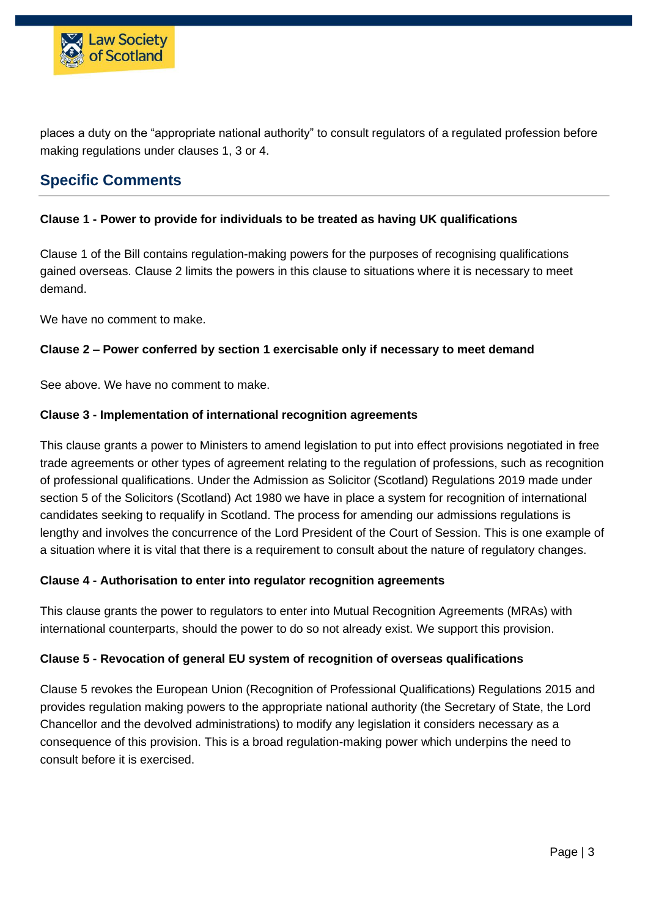places a duty on the "appropriate national authority" to consult regulators of a regulated profession before making regulations under clauses 1, 3 or 4.

## Specific Comments

**Clause 1 - Power to provide for individuals to be treated as having UK qualifications**

Clause 1 of the Bill contains regulation-making powers for the purposes of recognising qualifications gained overseas. Clause 2 limits the powers in this clause to situations where it is necessary to meet demand.

We have no comment to make.

**Clause 2 – Power conferred by section 1 exercisable only if necessary to meet demand**

See above. We have no comment to make.

**Clause 3 - Implementation of international recognition agreements**

This clause grants a power to Ministers to amend legislation to put into effect provisions negotiated in free trade agreements or other types of agreement relating to the regulation of professions, such as recognition of professional qualifications. Under the Admission as Solicitor (Scotland) Regulations 2019 made under section 5 of the Solicitors (Scotland) Act 1980 we have in place a system for recognition of international candidates seeking to requalify in Scotland. The process for amending our admissions regulations is lengthy and involves the concurrence of the Lord President of the Court of Session. This is one example of a situation where it is vital that there is a requirement to consult about the nature of regulatory changes.

**Clause 4 - Authorisation to enter into regulator recognition agreements**

This clause grants the power to regulators to enter into Mutual Recognition Agreements (MRAs) with international counterparts, should the power to do so not already exist. We support this provision.

**Clause 5 - Revocation of general EU system of recognition of overseas qualifications**

Clause 5 revokes the European Union (Recognition of Professional Qualifications) Regulations 2015 and provides regulation making powers to the appropriate national authority (the Secretary of State, the Lord Chancellor and the devolved administrations) to modify any legislation it considers necessary as a consequence of this provision. This is a broad regulation-making power which underpins the need to consult before it is exercised.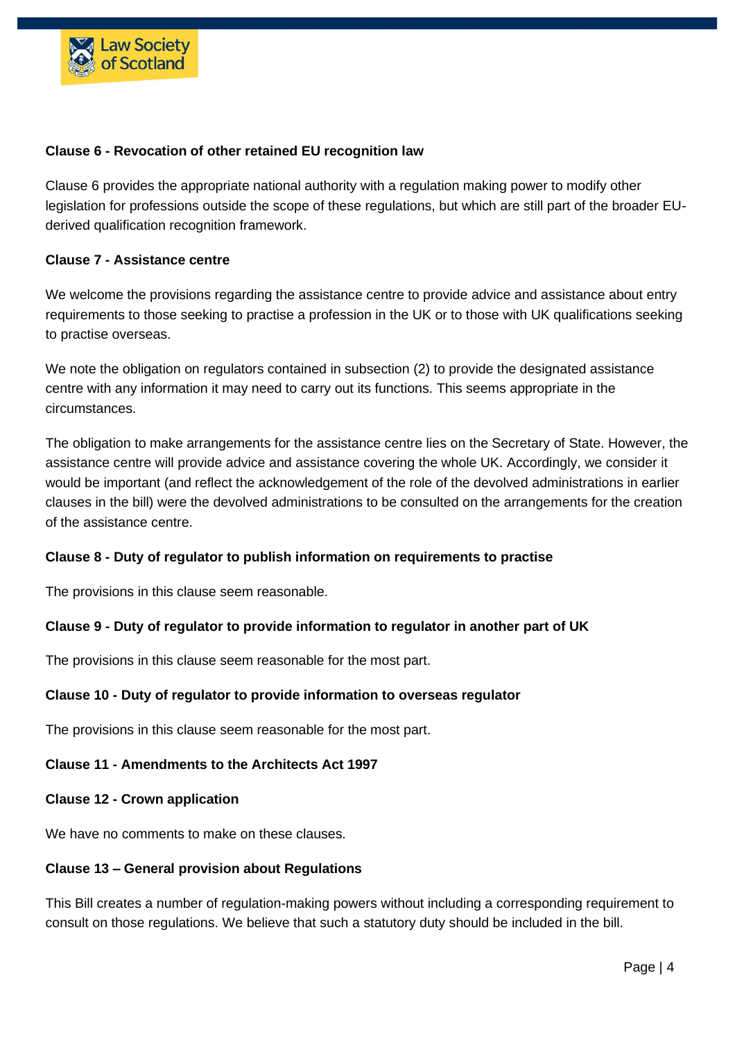**Clause 6 - Revocation of other retained EU recognition law**

Clause 6 provides the appropriate national authority with a regulation making power to modify other legislation for professions outside the scope of these regulations, but which are still part of the broader EU-derived qualification recognition framework.

**Clause 7 - Assistance centre**

We welcome the provisions regarding the assistance centre to provide advice and assistance about entry requirements to those seeking to practise a profession in the UK or to those with UK qualifications seeking to practise overseas.

We note the obligation on regulators contained in subsection (2) to provide the designated assistance centre with any information it may need to carry out its functions. This seems appropriate in the circumstances.

The obligation to make arrangements for the assistance centre lies on the Secretary of State. However, the assistance centre will provide advice and assistance covering the whole UK. Accordingly, we consider it would be important (and reflect the acknowledgement of the role of the devolved administrations in earlier clauses in the bill) were the devolved administrations to be consulted on the arrangements for the creation of the assistance centre.

**Clause 8 - Duty of regulator to publish information on requirements to practise**

The provisions in this clause seem reasonable.

**Clause 9 - Duty of regulator to provide information to regulator in another part of UK**

The provisions in this clause seem reasonable for the most part.

**Clause 10 - Duty of regulator to provide information to overseas regulator**

The provisions in this clause seem reasonable for the most part.

**Clause 11 - Amendments to the Architects Act 1997**

**Clause 12 - Crown application**

We have no comments to make on these clauses.

**Clause 13 – General provision about Regulations**

This Bill creates a number of regulation-making powers without including a corresponding requirement to consult on those regulations. We believe that such a statutory duty should be included in the bill.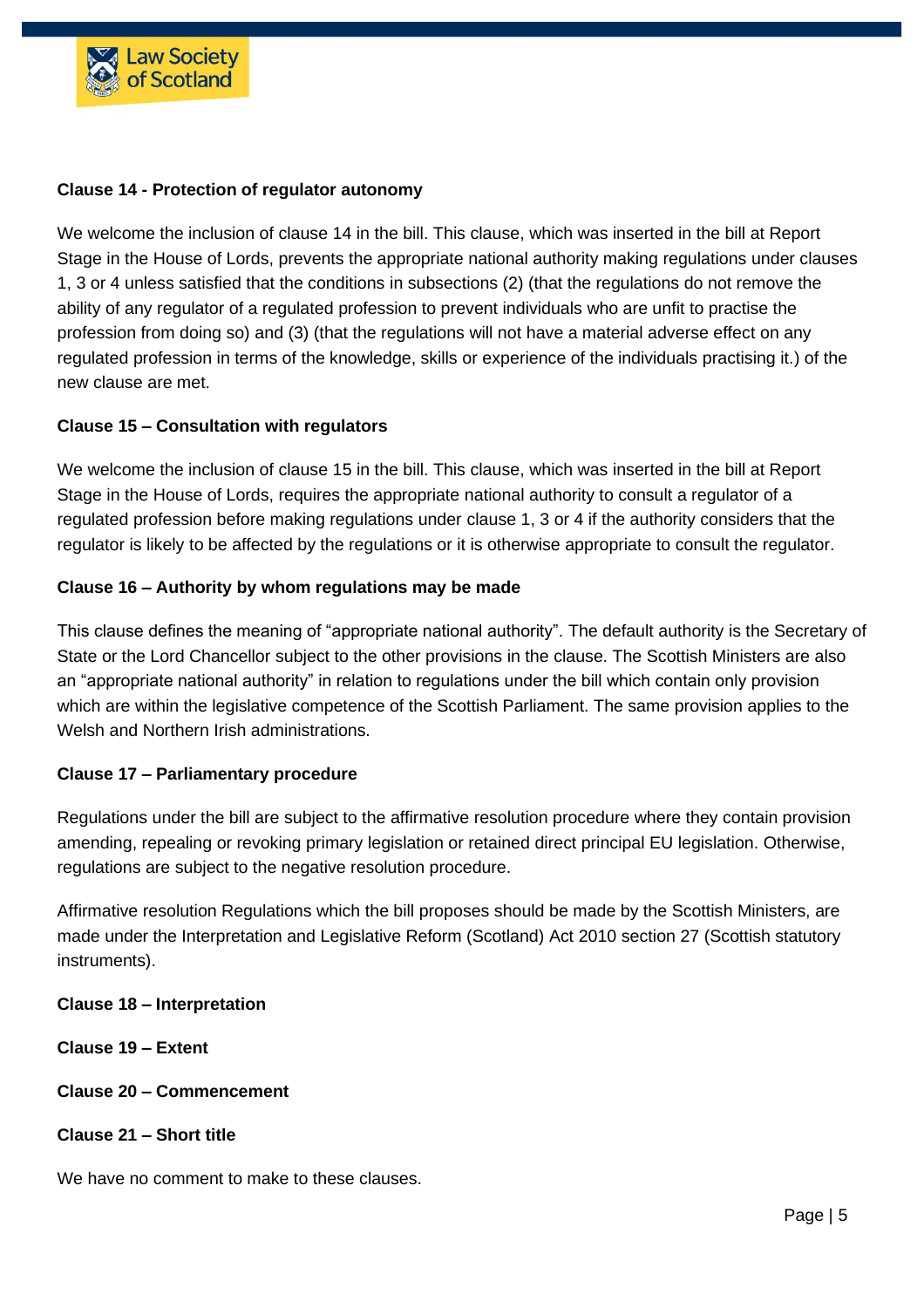**Clause 14 - Protection of regulator autonomy**

We welcome the inclusion of clause 14 in the bill. This clause, which was inserted in the bill at Report Stage in the House of Lords, prevents the appropriate national authority making regulations under clauses 1, 3 or 4 unless satisfied that the conditions in subsections (2) (that the regulations do not remove the ability of any regulator of a regulated profession to prevent individuals who are unfit to practise the profession from doing so) and (3) (that the regulations will not have a material adverse effect on any regulated profession in terms of the knowledge, skills or experience of the individuals practising it.) of the new clause are met.

**Clause 15 – Consultation with regulators**

We welcome the inclusion of clause 15 in the bill. This clause, which was inserted in the bill at Report Stage in the House of Lords, requires the appropriate national authority to consult a regulator of a regulated profession before making regulations under clause 1, 3 or 4 if the authority considers that the regulator is likely to be affected by the regulations or it is otherwise appropriate to consult the regulator.

**Clause 16 – Authority by whom regulations may be made**

This clause defines the meaning of "appropriate national authority". The default authority is the Secretary of State or the Lord Chancellor subject to the other provisions in the clause. The Scottish Ministers are also an "appropriate national authority" in relation to regulations under the bill which contain only provision which are within the legislative competence of the Scottish Parliament. The same provision applies to the Welsh and Northern Irish administrations.

**Clause 17 – Parliamentary procedure**

Regulations under the bill are subject to the affirmative resolution procedure where they contain provision amending, repealing or revoking primary legislation or retained direct principal EU legislation. Otherwise, regulations are subject to the negative resolution procedure.

Affirmative resolution Regulations which the bill proposes should be made by the Scottish Ministers, are made under the Interpretation and Legislative Reform (Scotland) Act 2010 section 27 (Scottish statutory instruments).

**Clause 18 – Interpretation**

**Clause 19 – Extent**

**Clause 20 – Commencement**

**Clause 21 – Short title**

We have no comment to make to these clauses.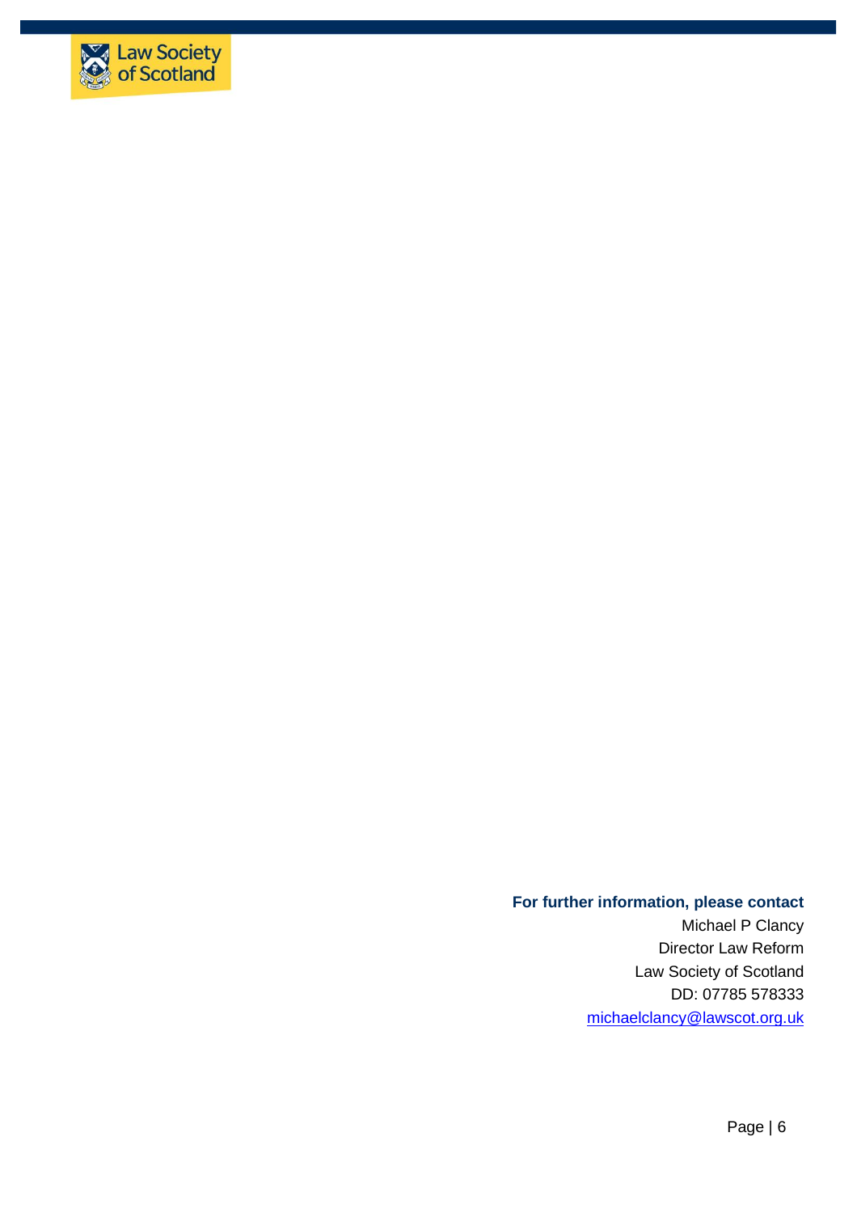**For further information, please contact**

Michael P Clancy
Director Law Reform
Law Society of Scotland
DD: 07785 578333
michaelclancy@lawscot.org.uk